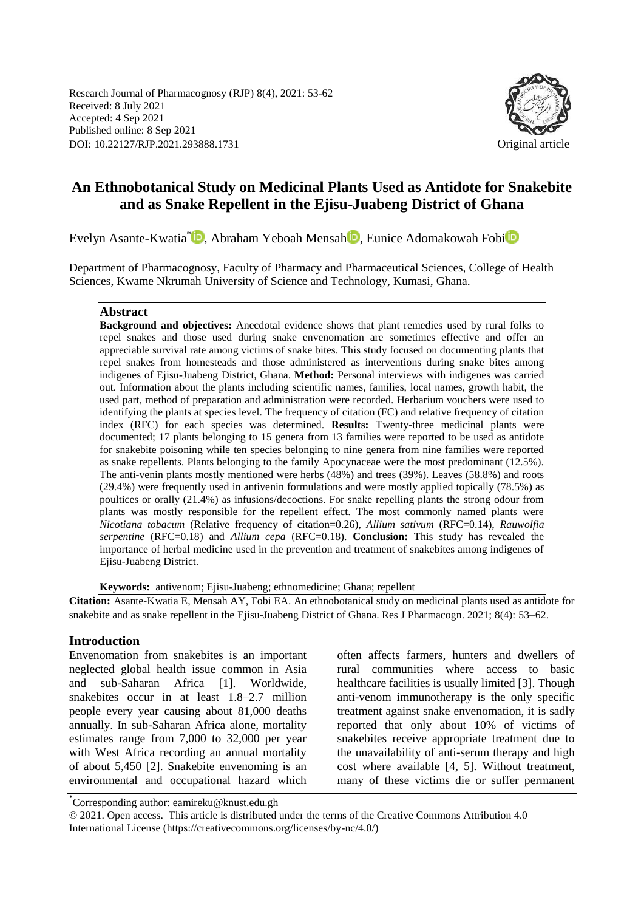Research Journal of Pharmacognosy (RJP) 8(4), 2021: 53-62
Received: 8 July 2021
Accepted: 4 Sep 2021
Published online: 8 Sep 2021
DOI: 10.22127/RJP.2021.293888.1731

Original article

# An Ethnobotanical Study on Medicinal Plants Used as Antidote for Snakebite and as Snake Repellent in the Ejisu-Juabeng District of Ghana

Evelyn Asante-Kwatia*, Abraham Yeboah Mensah, Eunice Adomakowah Fobi

Department of Pharmacognosy, Faculty of Pharmacy and Pharmaceutical Sciences, College of Health Sciences, Kwame Nkrumah University of Science and Technology, Kumasi, Ghana.

## Abstract

**Background and objectives:** Anecdotal evidence shows that plant remedies used by rural folks to repel snakes and those used during snake envenomation are sometimes effective and offer an appreciable survival rate among victims of snake bites. This study focused on documenting plants that repel snakes from homesteads and those administered as interventions during snake bites among indigenes of Ejisu-Juabeng District, Ghana. **Method:** Personal interviews with indigenes was carried out. Information about the plants including scientific names, families, local names, growth habit, the used part, method of preparation and administration were recorded. Herbarium vouchers were used to identifying the plants at species level. The frequency of citation (FC) and relative frequency of citation index (RFC) for each species was determined. **Results:** Twenty-three medicinal plants were documented; 17 plants belonging to 15 genera from 13 families were reported to be used as antidote for snakebite poisoning while ten species belonging to nine genera from nine families were reported as snake repellents. Plants belonging to the family Apocynaceae were the most predominant (12.5%). The anti-venin plants mostly mentioned were herbs (48%) and trees (39%). Leaves (58.8%) and roots (29.4%) were frequently used in antivenin formulations and were mostly applied topically (78.5%) as poultices or orally (21.4%) as infusions/decoctions. For snake repelling plants the strong odour from plants was mostly responsible for the repellent effect. The most commonly named plants were *Nicotiana tobacum* (Relative frequency of citation=0.26), *Allium sativum* (RFC=0.14), *Rauwolfia serpentine* (RFC=0.18) and *Allium cepa* (RFC=0.18). **Conclusion:** This study has revealed the importance of herbal medicine used in the prevention and treatment of snakebites among indigenes of Ejisu-Juabeng District.

**Keywords:** antivenom; Ejisu-Juabeng; ethnomedicine; Ghana; repellent

**Citation:** Asante-Kwatia E, Mensah AY, Fobi EA. An ethnobotanical study on medicinal plants used as antidote for snakebite and as snake repellent in the Ejisu-Juabeng District of Ghana. Res J Pharmacogn. 2021; 8(4): 53–62.

## Introduction

Envenomation from snakebites is an important neglected global health issue common in Asia and sub-Saharan Africa [1]. Worldwide, snakebites occur in at least 1.8–2.7 million people every year causing about 81,000 deaths annually. In sub-Saharan Africa alone, mortality estimates range from 7,000 to 32,000 per year with West Africa recording an annual mortality of about 5,450 [2]. Snakebite envenoming is an environmental and occupational hazard which often affects farmers, hunters and dwellers of rural communities where access to basic healthcare facilities is usually limited [3]. Though anti-venom immunotherapy is the only specific treatment against snake envenomation, it is sadly reported that only about 10% of victims of snakebites receive appropriate treatment due to the unavailability of anti-serum therapy and high cost where available [4, 5]. Without treatment, many of these victims die or suffer permanent

*Corresponding author: eamireku@knust.edu.gh

© 2021. Open access. This article is distributed under the terms of the Creative Commons Attribution 4.0 International License (https://creativecommons.org/licenses/by-nc/4.0/)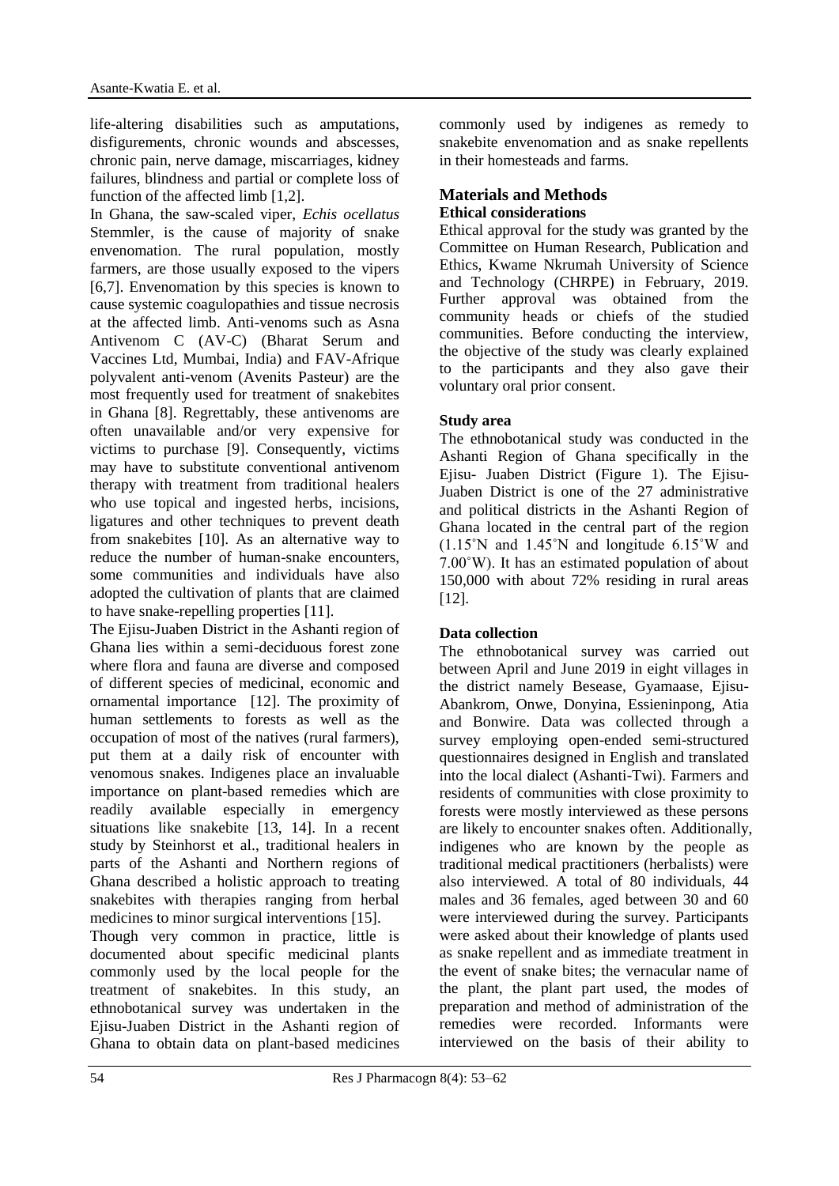life-altering disabilities such as amputations, disfigurements, chronic wounds and abscesses, chronic pain, nerve damage, miscarriages, kidney failures, blindness and partial or complete loss of function of the affected limb [1,2].

In Ghana, the saw-scaled viper, *Echis ocellatus* Stemmler, is the cause of majority of snake envenomation. The rural population, mostly farmers, are those usually exposed to the vipers [6,7]. Envenomation by this species is known to cause systemic coagulopathies and tissue necrosis at the affected limb. Anti-venoms such as Asna Antivenom C (AV-C) (Bharat Serum and Vaccines Ltd, Mumbai, India) and FAV-Afrique polyvalent anti-venom (Avenits Pasteur) are the most frequently used for treatment of snakebites in Ghana [8]. Regrettably, these antivenoms are often unavailable and/or very expensive for victims to purchase [9]. Consequently, victims may have to substitute conventional antivenom therapy with treatment from traditional healers who use topical and ingested herbs, incisions, ligatures and other techniques to prevent death from snakebites [10]. As an alternative way to reduce the number of human-snake encounters, some communities and individuals have also adopted the cultivation of plants that are claimed to have snake-repelling properties [11].

The Ejisu-Juaben District in the Ashanti region of Ghana lies within a semi-deciduous forest zone where flora and fauna are diverse and composed of different species of medicinal, economic and ornamental importance [12]. The proximity of human settlements to forests as well as the occupation of most of the natives (rural farmers), put them at a daily risk of encounter with venomous snakes. Indigenes place an invaluable importance on plant-based remedies which are readily available especially in emergency situations like snakebite [13, 14]. In a recent study by Steinhorst et al., traditional healers in parts of the Ashanti and Northern regions of Ghana described a holistic approach to treating snakebites with therapies ranging from herbal medicines to minor surgical interventions [15].

Though very common in practice, little is documented about specific medicinal plants commonly used by the local people for the treatment of snakebites. In this study, an ethnobotanical survey was undertaken in the Ejisu-Juaben District in the Ashanti region of Ghana to obtain data on plant-based medicines commonly used by indigenes as remedy to snakebite envenomation and as snake repellents in their homesteads and farms.

## Materials and Methods

### Ethical considerations

Ethical approval for the study was granted by the Committee on Human Research, Publication and Ethics, Kwame Nkrumah University of Science and Technology (CHRPE) in February, 2019. Further approval was obtained from the community heads or chiefs of the studied communities. Before conducting the interview, the objective of the study was clearly explained to the participants and they also gave their voluntary oral prior consent.

### Study area

The ethnobotanical study was conducted in the Ashanti Region of Ghana specifically in the Ejisu- Juaben District (Figure 1). The Ejisu-Juaben District is one of the 27 administrative and political districts in the Ashanti Region of Ghana located in the central part of the region (1.15˚N and 1.45˚N and longitude 6.15˚W and 7.00˚W). It has an estimated population of about 150,000 with about 72% residing in rural areas [12].

### Data collection

The ethnobotanical survey was carried out between April and June 2019 in eight villages in the district namely Besease, Gyamaase, Ejisu-Abankrom, Onwe, Donyina, Essieninpong, Atia and Bonwire. Data was collected through a survey employing open-ended semi-structured questionnaires designed in English and translated into the local dialect (Ashanti-Twi). Farmers and residents of communities with close proximity to forests were mostly interviewed as these persons are likely to encounter snakes often. Additionally, indigenes who are known by the people as traditional medical practitioners (herbalists) were also interviewed. A total of 80 individuals, 44 males and 36 females, aged between 30 and 60 were interviewed during the survey. Participants were asked about their knowledge of plants used as snake repellent and as immediate treatment in the event of snake bites; the vernacular name of the plant, the plant part used, the modes of preparation and method of administration of the remedies were recorded. Informants were interviewed on the basis of their ability to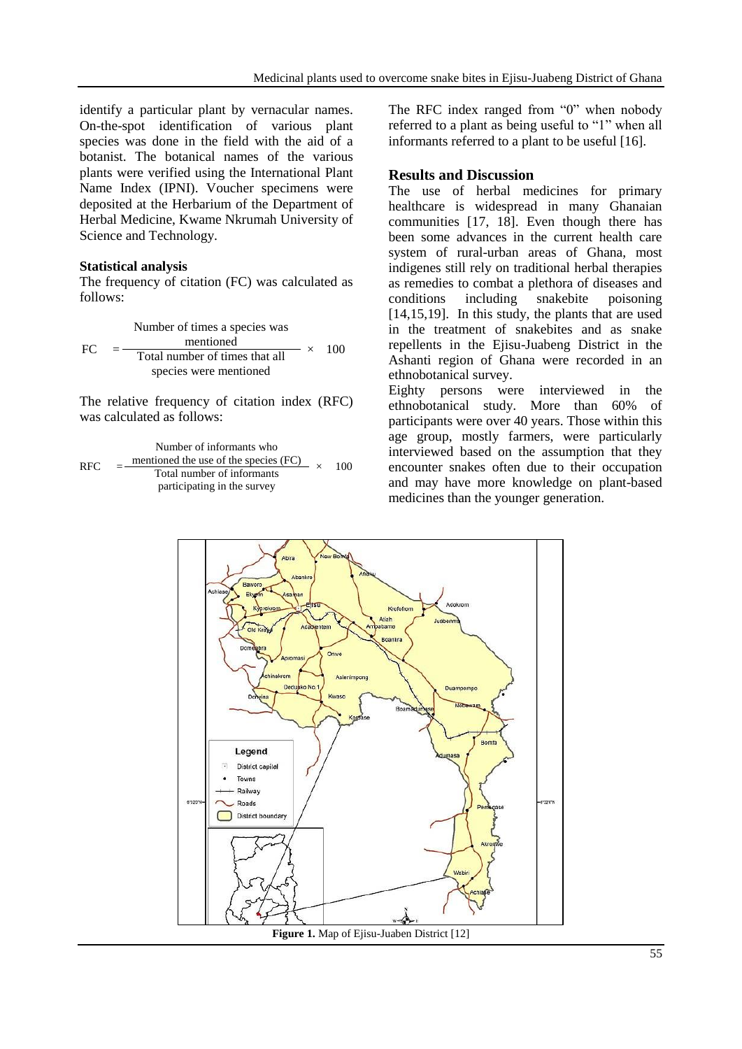identify a particular plant by vernacular names. On-the-spot identification of various plant species was done in the field with the aid of a botanist. The botanical names of the various plants were verified using the International Plant Name Index (IPNI). Voucher specimens were deposited at the Herbarium of the Department of Herbal Medicine, Kwame Nkrumah University of Science and Technology.

### Statistical analysis

The frequency of citation (FC) was calculated as follows:

$$FC = \frac{\text{Number of times a species was mentioned}}{\text{Total number of times that all species were mentioned}} \times 100$$

The relative frequency of citation index (RFC) was calculated as follows:

$$RFC = \frac{\text{Number of informants who mentioned the use of the species (FC)}}{\text{Total number of informants participating in the survey}} \times 100$$

The RFC index ranged from "0" when nobody referred to a plant as being useful to "1" when all informants referred to a plant to be useful [16].

## Results and Discussion

The use of herbal medicines for primary healthcare is widespread in many Ghanaian communities [17, 18]. Even though there has been some advances in the current health care system of rural-urban areas of Ghana, most indigenes still rely on traditional herbal therapies as remedies to combat a plethora of diseases and conditions including snakebite poisoning [14,15,19]. In this study, the plants that are used in the treatment of snakebites and as snake repellents in the Ejisu-Juabeng District in the Ashanti region of Ghana were recorded in an ethnobotanical survey.

Eighty persons were interviewed in the ethnobotanical study. More than 60% of participants were over 40 years. Those within this age group, mostly farmers, were particularly interviewed based on the assumption that they encounter snakes often due to their occupation and may have more knowledge on plant-based medicines than the younger generation.

**Figure 1.** Map of Ejisu-Juaben District [12]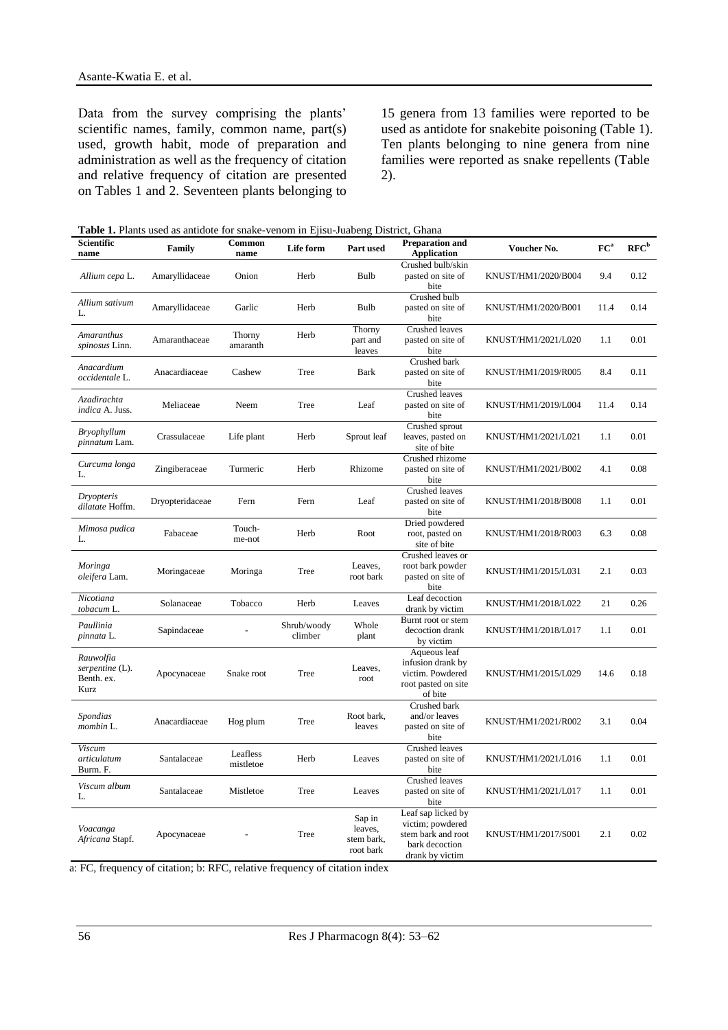Data from the survey comprising the plants' scientific names, family, common name, part(s) used, growth habit, mode of preparation and administration as well as the frequency of citation and relative frequency of citation are presented on Tables 1 and 2. Seventeen plants belonging to 15 genera from 13 families were reported to be used as antidote for snakebite poisoning (Table 1). Ten plants belonging to nine genera from nine families were reported as snake repellents (Table 2).

**Table 1.** Plants used as antidote for snake-venom in Ejisu-Juabeng District, Ghana

| Scientific name | Family | Common name | Life form | Part used | Preparation and Application | Voucher No. | FC[a] | RFC[b] |
|---|---|---|---|---|---|---|---|---|
| *Allium cepa* L. | Amaryllidaceae | Onion | Herb | Bulb | Crushed bulb/skin pasted on site of bite | KNUST/HM1/2020/B004 | 9.4 | 0.12 |
| *Allium sativum* L. | Amaryllidaceae | Garlic | Herb | Bulb | Crushed bulb pasted on site of bite | KNUST/HM1/2020/B001 | 11.4 | 0.14 |
| *Amaranthus spinosus* Linn. | Amaranthaceae | Thorny amaranth | Herb | Thorny part and leaves | Crushed leaves pasted on site of bite | KNUST/HM1/2021/L020 | 1.1 | 0.01 |
| *Anacardium occidentale* L. | Anacardiaceae | Cashew | Tree | Bark | Crushed bark pasted on site of bite | KNUST/HM1/2019/R005 | 8.4 | 0.11 |
| *Azadirachta indica* A. Juss. | Meliaceae | Neem | Tree | Leaf | Crushed leaves pasted on site of bite | KNUST/HM1/2019/L004 | 11.4 | 0.14 |
| *Bryophyllum pinnatum* Lam. | Crassulaceae | Life plant | Herb | Sprout leaf | Crushed sprout leaves, pasted on site of bite | KNUST/HM1/2021/L021 | 1.1 | 0.01 |
| *Curcuma longa* L. | Zingiberaceae | Turmeric | Herb | Rhizome | Crushed rhizome pasted on site of bite | KNUST/HM1/2021/B002 | 4.1 | 0.08 |
| *Dryopteris dilatate* Hoffm. | Dryopteridaceae | Fern | Fern | Leaf | Crushed leaves pasted on site of bite | KNUST/HM1/2018/B008 | 1.1 | 0.01 |
| *Mimosa pudica* L. | Fabaceae | Touch-me-not | Herb | Root | Dried powdered root, pasted on site of bite | KNUST/HM1/2018/R003 | 6.3 | 0.08 |
| *Moringa oleifera* Lam. | Moringaceae | Moringa | Tree | Leaves, root bark | Crushed leaves or root bark powder pasted on site of bite | KNUST/HM1/2015/L031 | 2.1 | 0.03 |
| *Nicotiana tobacum* L. | Solanaceae | Tobacco | Herb | Leaves | Leaf decoction drank by victim | KNUST/HM1/2018/L022 | 21 | 0.26 |
| *Paullinia pinnata* L. | Sapindaceae | - | Shrub/woody climber | Whole plant | Burnt root or stem decoction drank by victim | KNUST/HM1/2018/L017 | 1.1 | 0.01 |
| *Rauwolfia serpentine* (L). Benth. ex. Kurz | Apocynaceae | Snake root | Tree | Leaves, root | Aqueous leaf infusion drank by victim. Powdered root pasted on site of bite | KNUST/HM1/2015/L029 | 14.6 | 0.18 |
| *Spondias mombin* L. | Anacardiaceae | Hog plum | Tree | Root bark, leaves | Crushed bark and/or leaves pasted on site of bite | KNUST/HM1/2021/R002 | 3.1 | 0.04 |
| *Viscum articulatum* Burm. F. | Santalaceae | Leafless mistletoe | Herb | Leaves | Crushed leaves pasted on site of bite | KNUST/HM1/2021/L016 | 1.1 | 0.01 |
| *Viscum album* L. | Santalaceae | Mistletoe | Tree | Leaves | Crushed leaves pasted on site of bite | KNUST/HM1/2021/L017 | 1.1 | 0.01 |
| *Voacanga Africana* Stapf. | Apocynaceae | - | Tree | Sap in leaves, stem bark, root bark | Leaf sap licked by victim; powdered stem bark and root bark decoction drank by victim | KNUST/HM1/2017/S001 | 2.1 | 0.02 |

a: FC, frequency of citation; b: RFC, relative frequency of citation index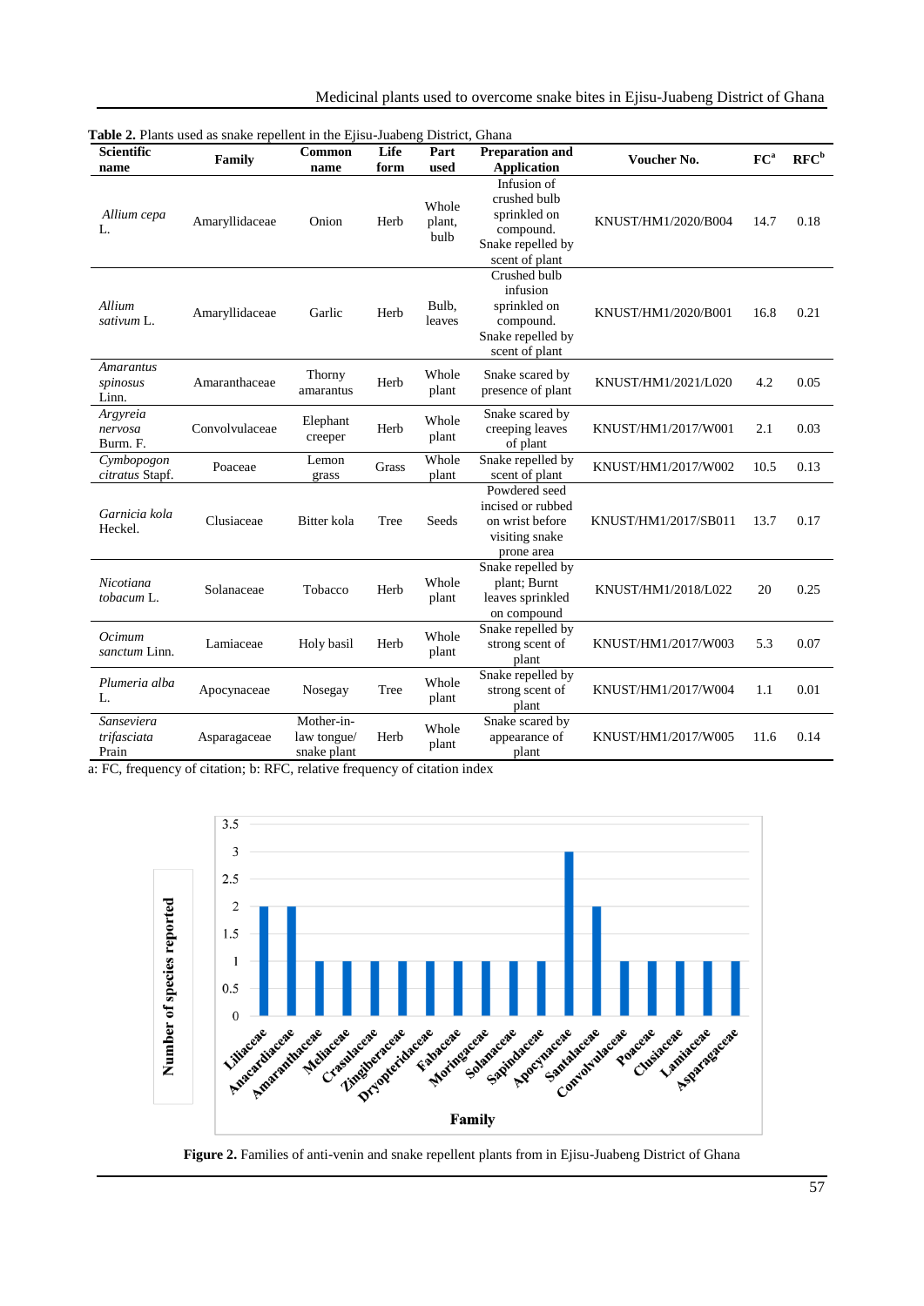**Table 2.** Plants used as snake repellent in the Ejisu-Juabeng District, Ghana

| Scientific name | Family | Common name | Life form | Part used | Preparation and Application | Voucher No. | FC[a] | RFC[b] |
|---|---|---|---|---|---|---|---|---|
| *Allium cepa* L. | Amaryllidaceae | Onion | Herb | Whole plant, bulb | Infusion of crushed bulb sprinkled on compound. Snake repelled by scent of plant | KNUST/HM1/2020/B004 | 14.7 | 0.18 |
| *Allium sativum* L. | Amaryllidaceae | Garlic | Herb | Bulb, leaves | Crushed bulb infusion sprinkled on compound. Snake repelled by scent of plant | KNUST/HM1/2020/B001 | 16.8 | 0.21 |
| *Amarantus spinosus* Linn. | Amaranthaceae | Thorny amarantus | Herb | Whole plant | Snake scared by presence of plant | KNUST/HM1/2021/L020 | 4.2 | 0.05 |
| *Argyreia nervosa* Burm. F. | Convolvulaceae | Elephant creeper | Herb | Whole plant | Snake scared by creeping leaves of plant | KNUST/HM1/2017/W001 | 2.1 | 0.03 |
| *Cymbopogon citratus* Stapf. | Poaceae | Lemon grass | Grass | Whole plant | Snake repelled by scent of plant | KNUST/HM1/2017/W002 | 10.5 | 0.13 |
| *Garnicia kola* Heckel. | Clusiaceae | Bitter kola | Tree | Seeds | Powdered seed incised or rubbed on wrist before visiting snake prone area | KNUST/HM1/2017/SB011 | 13.7 | 0.17 |
| *Nicotiana tobacum* L. | Solanaceae | Tobacco | Herb | Whole plant | Snake repelled by plant; Burnt leaves sprinkled on compound | KNUST/HM1/2018/L022 | 20 | 0.25 |
| *Ocimum sanctum* Linn. | Lamiaceae | Holy basil | Herb | Whole plant | Snake repelled by strong scent of plant | KNUST/HM1/2017/W003 | 5.3 | 0.07 |
| *Plumeria alba* L. | Apocynaceae | Nosegay | Tree | Whole plant | Snake repelled by strong scent of plant | KNUST/HM1/2017/W004 | 1.1 | 0.01 |
| *Sanseviera trifasciata* Prain | Asparagaceae | Mother-in-law tongue/ snake plant | Herb | Whole plant | Snake scared by appearance of plant | KNUST/HM1/2017/W005 | 11.6 | 0.14 |

a: FC, frequency of citation; b: RFC, relative frequency of citation index

**Figure 2.** Families of anti-venin and snake repellent plants from in Ejisu-Juabeng District of Ghana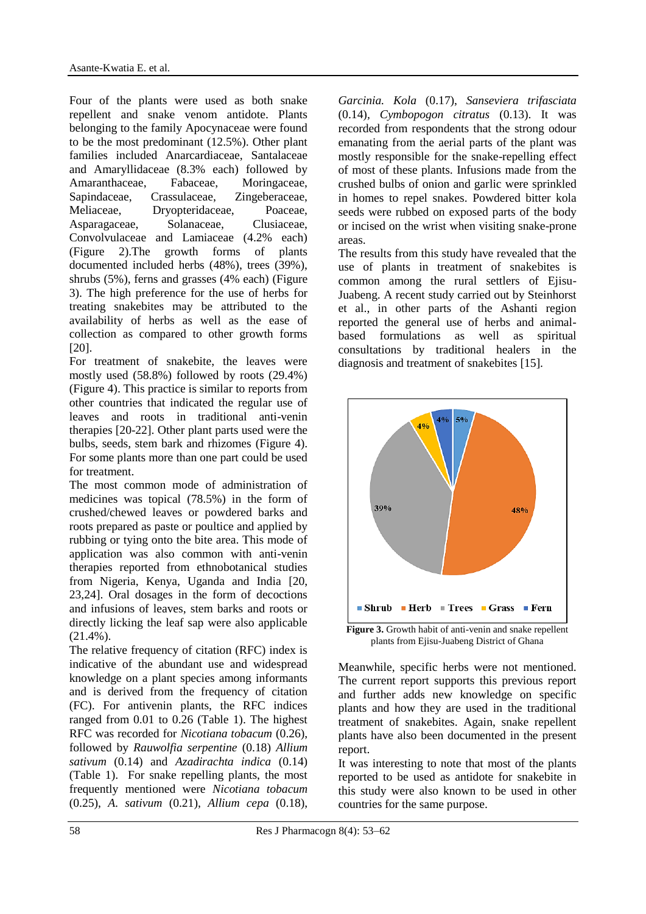Four of the plants were used as both snake repellent and snake venom antidote. Plants belonging to the family Apocynaceae were found to be the most predominant (12.5%). Other plant families included Anarcardiaceae, Santalaceae and Amaryllidaceae (8.3% each) followed by Amaranthaceae, Fabaceae, Moringaceae, Sapindaceae, Crassulaceae, Zingeberaceae, Meliaceae, Dryopteridaceae, Poaceae, Asparagaceae, Solanaceae, Clusiaceae, Convolvulaceae and Lamiaceae (4.2% each) (Figure 2).The growth forms of plants documented included herbs (48%), trees (39%), shrubs (5%), ferns and grasses (4% each) (Figure 3). The high preference for the use of herbs for treating snakebites may be attributed to the availability of herbs as well as the ease of collection as compared to other growth forms [20].

For treatment of snakebite, the leaves were mostly used (58.8%) followed by roots (29.4%) (Figure 4). This practice is similar to reports from other countries that indicated the regular use of leaves and roots in traditional anti-venin therapies [20-22]. Other plant parts used were the bulbs, seeds, stem bark and rhizomes (Figure 4). For some plants more than one part could be used for treatment.

The most common mode of administration of medicines was topical (78.5%) in the form of crushed/chewed leaves or powdered barks and roots prepared as paste or poultice and applied by rubbing or tying onto the bite area. This mode of application was also common with anti-venin therapies reported from ethnobotanical studies from Nigeria, Kenya, Uganda and India [20, 23,24]. Oral dosages in the form of decoctions and infusions of leaves, stem barks and roots or directly licking the leaf sap were also applicable (21.4%).

The relative frequency of citation (RFC) index is indicative of the abundant use and widespread knowledge on a plant species among informants and is derived from the frequency of citation (FC). For antivenin plants, the RFC indices ranged from 0.01 to 0.26 (Table 1). The highest RFC was recorded for *Nicotiana tobacum* (0.26), followed by *Rauwolfia serpentine* (0.18) *Allium sativum* (0.14) and *Azadirachta indica* (0.14) (Table 1). For snake repelling plants, the most frequently mentioned were *Nicotiana tobacum* (0.25), *A. sativum* (0.21), *Allium cepa* (0.18), *Garcinia. Kola* (0.17), *Sanseviera trifasciata* (0.14), *Cymbopogon citratus* (0.13). It was recorded from respondents that the strong odour emanating from the aerial parts of the plant was mostly responsible for the snake-repelling effect of most of these plants. Infusions made from the crushed bulbs of onion and garlic were sprinkled in homes to repel snakes. Powdered bitter kola seeds were rubbed on exposed parts of the body or incised on the wrist when visiting snake-prone areas.

The results from this study have revealed that the use of plants in treatment of snakebites is common among the rural settlers of Ejisu-Juabeng. A recent study carried out by Steinhorst et al., in other parts of the Ashanti region reported the general use of herbs and animal-based formulations as well as spiritual consultations by traditional healers in the diagnosis and treatment of snakebites [15].

**Figure 3.** Growth habit of anti-venin and snake repellent plants from Ejisu-Juabeng District of Ghana

Meanwhile, specific herbs were not mentioned. The current report supports this previous report and further adds new knowledge on specific plants and how they are used in the traditional treatment of snakebites. Again, snake repellent plants have also been documented in the present report.

It was interesting to note that most of the plants reported to be used as antidote for snakebite in this study were also known to be used in other countries for the same purpose.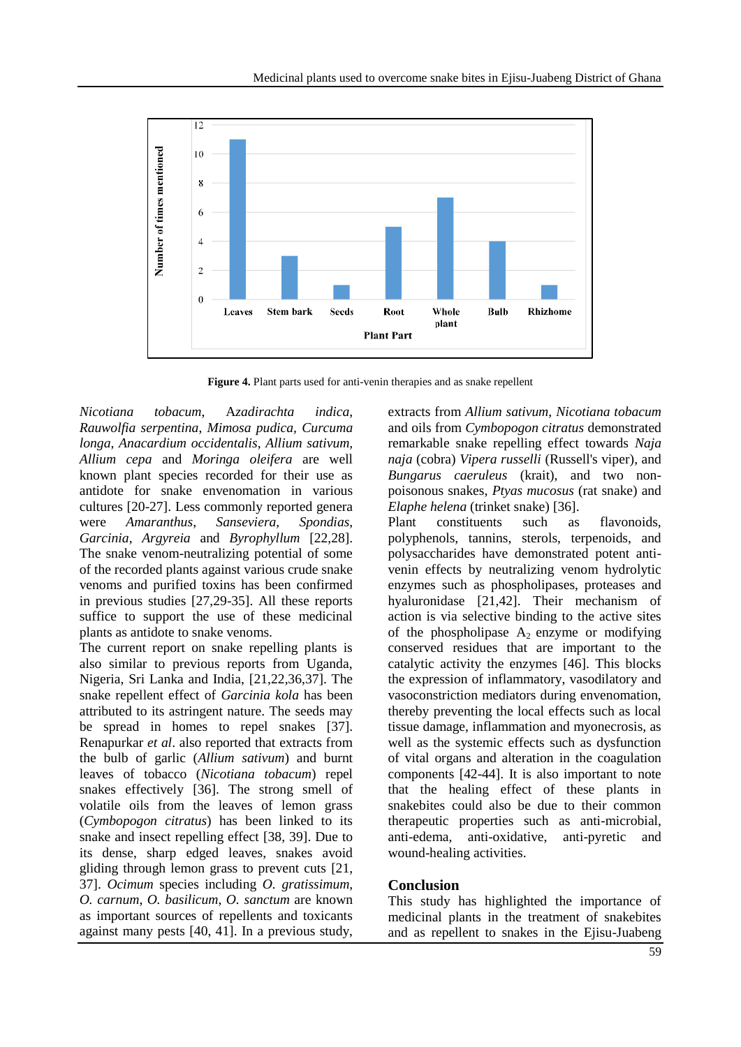**Figure 4.** Plant parts used for anti-venin therapies and as snake repellent

*Nicotiana tobacum*, Azadirachta *indica*, *Rauwolfia serpentina*, *Mimosa pudica*, *Curcuma longa*, *Anacardium occidentalis*, *Allium sativum*, *Allium cepa* and *Moringa oleifera* are well known plant species recorded for their use as antidote for snake envenomation in various cultures [20-27]. Less commonly reported genera were *Amaranthus*, *Sanseviera*, *Spondias*, *Garcinia*, *Argyreia* and *Byrophyllum* [22,28]. The snake venom-neutralizing potential of some of the recorded plants against various crude snake venoms and purified toxins has been confirmed in previous studies [27,29-35]. All these reports suffice to support the use of these medicinal plants as antidote to snake venoms.

The current report on snake repelling plants is also similar to previous reports from Uganda, Nigeria, Sri Lanka and India, [21,22,36,37]. The snake repellent effect of *Garcinia kola* has been attributed to its astringent nature. The seeds may be spread in homes to repel snakes [37]. Renapurkar *et al*. also reported that extracts from the bulb of garlic (*Allium sativum*) and burnt leaves of tobacco (*Nicotiana tobacum*) repel snakes effectively [36]. The strong smell of volatile oils from the leaves of lemon grass (*Cymbopogon citratus*) has been linked to its snake and insect repelling effect [38, 39]. Due to its dense, sharp edged leaves, snakes avoid gliding through lemon grass to prevent cuts [21, 37]. *Ocimum* species including *O. gratissimum*, *O. carnum*, *O. basilicum*, *O. sanctum* are known as important sources of repellents and toxicants against many pests [40, 41]. In a previous study, extracts from *Allium sativum*, *Nicotiana tobacum* and oils from *Cymbopogon citratus* demonstrated remarkable snake repelling effect towards *Naja naja* (cobra) *Vipera russelli* (Russell's viper), and *Bungarus caeruleus* (krait), and two non-poisonous snakes, *Ptyas mucosus* (rat snake) and *Elaphe helena* (trinket snake) [36].

Plant constituents such as flavonoids, polyphenols, tannins, sterols, terpenoids, and polysaccharides have demonstrated potent anti-venin effects by neutralizing venom hydrolytic enzymes such as phospholipases, proteases and hyaluronidase [21,42]. Their mechanism of action is via selective binding to the active sites of the phospholipase $A_2$ enzyme or modifying conserved residues that are important to the catalytic activity the enzymes [46]. This blocks the expression of inflammatory, vasodilatory and vasoconstriction mediators during envenomation, thereby preventing the local effects such as local tissue damage, inflammation and myonecrosis, as well as the systemic effects such as dysfunction of vital organs and alteration in the coagulation components [42-44]. It is also important to note that the healing effect of these plants in snakebites could also be due to their common therapeutic properties such as anti-microbial, anti-edema, anti-oxidative, anti-pyretic and wound-healing activities.

## Conclusion

This study has highlighted the importance of medicinal plants in the treatment of snakebites and as repellent to snakes in the Ejisu-Juabeng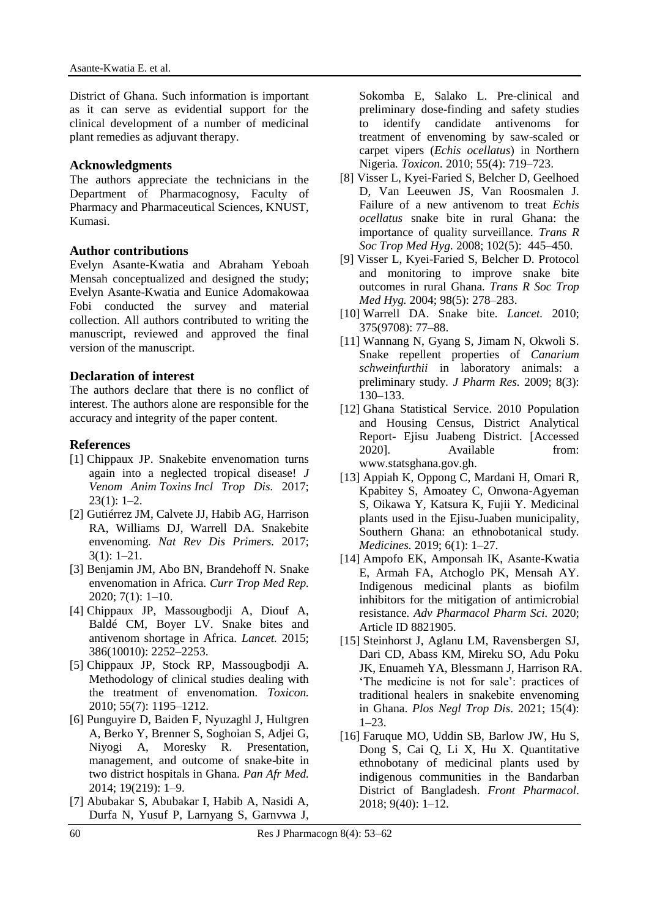District of Ghana. Such information is important as it can serve as evidential support for the clinical development of a number of medicinal plant remedies as adjuvant therapy.

## Acknowledgments

The authors appreciate the technicians in the Department of Pharmacognosy, Faculty of Pharmacy and Pharmaceutical Sciences, KNUST, Kumasi.

## Author contributions

Evelyn Asante-Kwatia and Abraham Yeboah Mensah conceptualized and designed the study; Evelyn Asante-Kwatia and Eunice Adomakowaa Fobi conducted the survey and material collection. All authors contributed to writing the manuscript, reviewed and approved the final version of the manuscript.

## Declaration of interest

The authors declare that there is no conflict of interest. The authors alone are responsible for the accuracy and integrity of the paper content.

## References

[1] Chippaux JP. Snakebite envenomation turns again into a neglected tropical disease! *J Venom Anim Toxins Incl Trop Dis.* 2017; 23(1): 1–2.

[2] Gutiérrez JM, Calvete JJ, Habib AG, Harrison RA, Williams DJ, Warrell DA. Snakebite envenoming. *Nat Rev Dis Primers.* 2017; 3(1): 1–21.

[3] Benjamin JM, Abo BN, Brandehoff N. Snake envenomation in Africa. *Curr Trop Med Rep.* 2020; 7(1): 1–10.

[4] Chippaux JP, Massougbodji A, Diouf A, Baldé CM, Boyer LV. Snake bites and antivenom shortage in Africa. *Lancet.* 2015; 386(10010): 2252–2253.

[5] Chippaux JP, Stock RP, Massougbodji A. Methodology of clinical studies dealing with the treatment of envenomation. *Toxicon.* 2010; 55(7): 1195–1212.

[6] Punguyire D, Baiden F, Nyuzaghl J, Hultgren A, Berko Y, Brenner S, Soghoian S, Adjei G, Niyogi A, Moresky R. Presentation, management, and outcome of snake-bite in two district hospitals in Ghana. *Pan Afr Med.* 2014; 19(219): 1–9.

[7] Abubakar S, Abubakar I, Habib A, Nasidi A, Durfa N, Yusuf P, Larnyang S, Garnvwa J, Sokomba E, Salako L. Pre-clinical and preliminary dose-finding and safety studies to identify candidate antivenoms for treatment of envenoming by saw-scaled or carpet vipers (*Echis ocellatus*) in Northern Nigeria. *Toxicon.* 2010; 55(4): 719–723.

[8] Visser L, Kyei-Faried S, Belcher D, Geelhoed D, Van Leeuwen JS, Van Roosmalen J. Failure of a new antivenom to treat *Echis ocellatus* snake bite in rural Ghana: the importance of quality surveillance. *Trans R Soc Trop Med Hyg.* 2008; 102(5): 445–450.

[9] Visser L, Kyei-Faried S, Belcher D. Protocol and monitoring to improve snake bite outcomes in rural Ghana. *Trans R Soc Trop Med Hyg.* 2004; 98(5): 278–283.

[10] Warrell DA. Snake bite. *Lancet.* 2010; 375(9708): 77–88.

[11] Wannang N, Gyang S, Jimam N, Okwoli S. Snake repellent properties of *Canarium schweinfurthii* in laboratory animals: a preliminary study. *J Pharm Res.* 2009; 8(3): 130–133.

[12] Ghana Statistical Service. 2010 Population and Housing Census, District Analytical Report- Ejisu Juabeng District. [Accessed 2020]. Available from: www.statsghana.gov.gh.

[13] Appiah K, Oppong C, Mardani H, Omari R, Kpabitey S, Amoatey C, Onwona-Agyeman S, Oikawa Y, Katsura K, Fujii Y. Medicinal plants used in the Ejisu-Juaben municipality, Southern Ghana: an ethnobotanical study. *Medicines.* 2019; 6(1): 1–27.

[14] Ampofo EK, Amponsah IK, Asante-Kwatia E, Armah FA, Atchoglo PK, Mensah AY. Indigenous medicinal plants as biofilm inhibitors for the mitigation of antimicrobial resistance. *Adv Pharmacol Pharm Sci.* 2020; Article ID 8821905.

[15] Steinhorst J, Aglanu LM, Ravensbergen SJ, Dari CD, Abass KM, Mireku SO, Adu Poku JK, Enuameh YA, Blessmann J, Harrison RA. 'The medicine is not for sale': practices of traditional healers in snakebite envenoming in Ghana. *Plos Negl Trop Dis*. 2021; 15(4): 1–23.

[16] Faruque MO, Uddin SB, Barlow JW, Hu S, Dong S, Cai Q, Li X, Hu X. Quantitative ethnobotany of medicinal plants used by indigenous communities in the Bandarban District of Bangladesh. *Front Pharmacol*. 2018; 9(40): 1–12.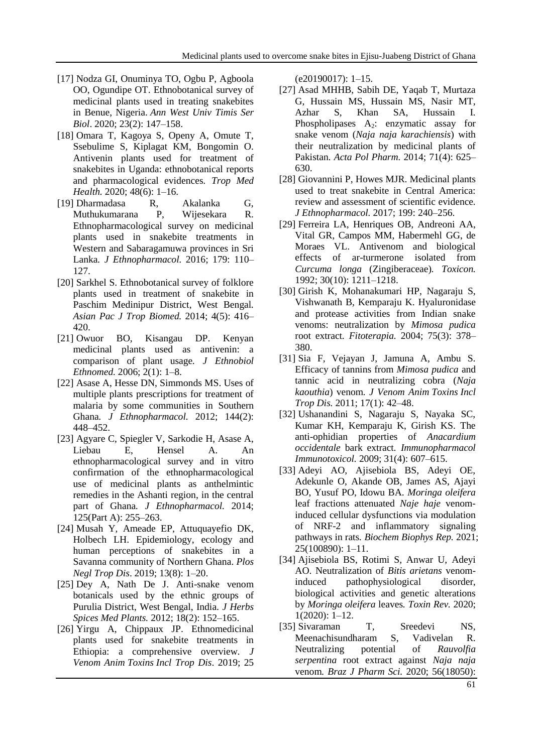[17] Nodza GI, Onuminya TO, Ogbu P, Agboola OO, Ogundipe OT. Ethnobotanical survey of medicinal plants used in treating snakebites in Benue, Nigeria. *Ann West Univ Timis Ser Biol*. 2020; 23(2): 147–158.

[18] Omara T, Kagoya S, Openy A, Omute T, Ssebulime S, Kiplagat KM, Bongomin O. Antivenin plants used for treatment of snakebites in Uganda: ethnobotanical reports and pharmacological evidences. *Trop Med Health.* 2020; 48(6): 1–16.

[19] Dharmadasa R, Akalanka G, Muthukumarana P, Wijesekara R. Ethnopharmacological survey on medicinal plants used in snakebite treatments in Western and Sabaragamuwa provinces in Sri Lanka. *J Ethnopharmacol.* 2016; 179: 110–127.

[20] Sarkhel S. Ethnobotanical survey of folklore plants used in treatment of snakebite in Paschim Medinipur District, West Bengal. *Asian Pac J Trop Biomed.* 2014; 4(5): 416–420.

[21] Owuor BO, Kisangau DP. Kenyan medicinal plants used as antivenin: a comparison of plant usage. *J Ethnobiol Ethnomed.* 2006; 2(1): 1–8.

[22] Asase A, Hesse DN, Simmonds MS. Uses of multiple plants prescriptions for treatment of malaria by some communities in Southern Ghana. *J Ethnopharmacol.* 2012; 144(2): 448–452.

[23] Agyare C, Spiegler V, Sarkodie H, Asase A, Liebau E, Hensel A. An ethnopharmacological survey and in vitro confirmation of the ethnopharmacological use of medicinal plants as anthelmintic remedies in the Ashanti region, in the central part of Ghana. *J Ethnopharmacol.* 2014; 125(Part A): 255–263.

[24] Musah Y, Ameade EP, Attuquayefio DK, Holbech LH. Epidemiology, ecology and human perceptions of snakebites in a Savanna community of Northern Ghana. *Plos Negl Trop Dis*. 2019; 13(8): 1–20.

[25] Dey A, Nath De J. Anti-snake venom botanicals used by the ethnic groups of Purulia District, West Bengal, India. *J Herbs Spices Med Plants.* 2012; 18(2): 152–165.

[26] Yirgu A, Chippaux JP. Ethnomedicinal plants used for snakebite treatments in Ethiopia: a comprehensive overview. *J Venom Anim Toxins Incl Trop Dis*. 2019; 25 (e20190017): 1–15.

[27] Asad MHHB, Sabih DE, Yaqab T, Murtaza G, Hussain MS, Hussain MS, Nasir MT, Azhar S, Khan SA, Hussain I. Phospholipases $A_2$: enzymatic assay for snake venom (*Naja naja karachiensis*) with their neutralization by medicinal plants of Pakistan. *Acta Pol Pharm.* 2014; 71(4): 625–630.

[28] Giovannini P, Howes MJR. Medicinal plants used to treat snakebite in Central America: review and assessment of scientific evidence. *J Ethnopharmacol.* 2017; 199: 240–256.

[29] Ferreira LA, Henriques OB, Andreoni AA, Vital GR, Campos MM, Habermehl GG, de Moraes VL. Antivenom and biological effects of ar-turmerone isolated from *Curcuma longa* (Zingiberaceae). *Toxicon.* 1992; 30(10): 1211–1218.

[30] Girish K, Mohanakumari HP, Nagaraju S, Vishwanath B, Kemparaju K. Hyaluronidase and protease activities from Indian snake venoms: neutralization by *Mimosa pudica* root extract. *Fitoterapia.* 2004; 75(3): 378–380.

[31] Sia F, Vejayan J, Jamuna A, Ambu S. Efficacy of tannins from *Mimosa pudica* and tannic acid in neutralizing cobra (*Naja kaouthia*) venom. *J Venom Anim Toxins Incl Trop Dis.* 2011; 17(1): 42–48.

[32] Ushanandini S, Nagaraju S, Nayaka SC, Kumar KH, Kemparaju K, Girish KS. The anti-ophidian properties of *Anacardium occidentale* bark extract. *Immunopharmacol Immunotoxicol.* 2009; 31(4): 607–615.

[33] Adeyi AO, Ajisebiola BS, Adeyi OE, Adekunle O, Akande OB, James AS, Ajayi BO, Yusuf PO, Idowu BA. *Moringa oleifera* leaf fractions attenuated *Naje haje* venom-induced cellular dysfunctions via modulation of NRF-2 and inflammatory signaling pathways in rats. *Biochem Biophys Rep.* 2021; 25(100890): 1–11.

[34] Ajisebiola BS, Rotimi S, Anwar U, Adeyi AO. Neutralization of *Bitis arietans* venom-induced pathophysiological disorder, biological activities and genetic alterations by *Moringa oleifera* leaves. *Toxin Rev.* 2020; 1(2020): 1–12.

[35] Sivaraman T, Sreedevi NS, Meenachisundharam S, Vadivelan R. Neutralizing potential of *Rauvolfia serpentina* root extract against *Naja naja* venom. *Braz J Pharm Sci.* 2020; 56(18050):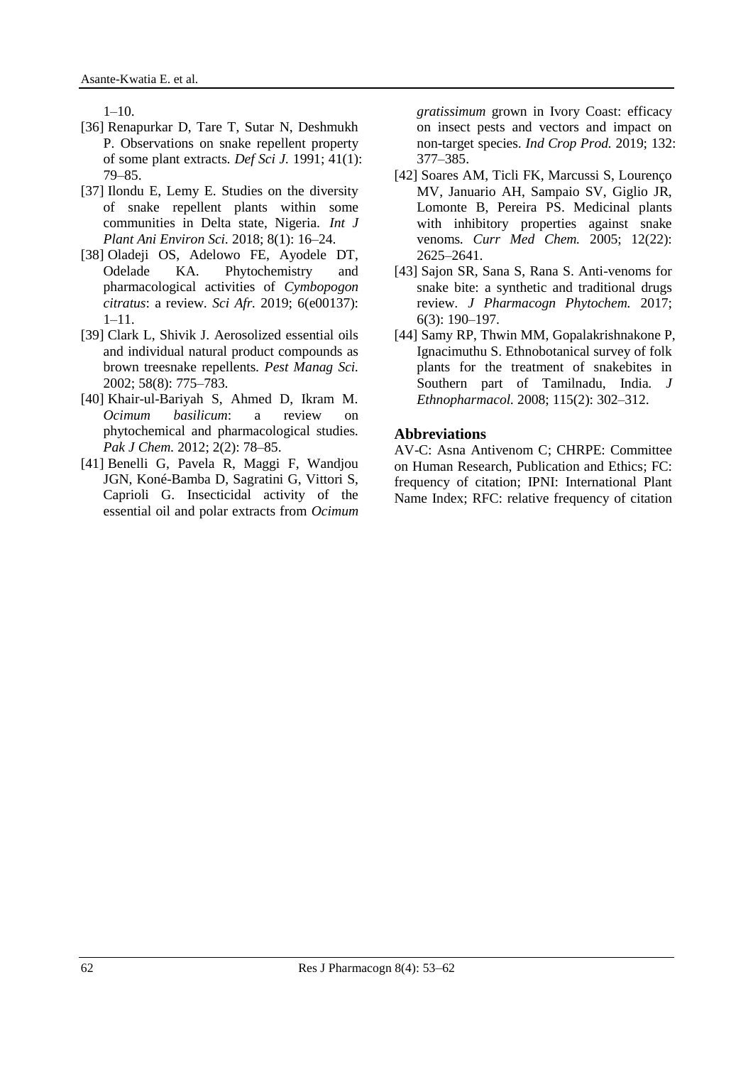1–10.

[36] Renapurkar D, Tare T, Sutar N, Deshmukh P. Observations on snake repellent property of some plant extracts. *Def Sci J.* 1991; 41(1): 79–85.

[37] Ilondu E, Lemy E. Studies on the diversity of snake repellent plants within some communities in Delta state, Nigeria. *Int J Plant Ani Environ Sci.* 2018; 8(1): 16–24.

[38] Oladeji OS, Adelowo FE, Ayodele DT, Odelade KA. Phytochemistry and pharmacological activities of *Cymbopogon citratus*: a review. *Sci Afr.* 2019; 6(e00137): 1–11.

[39] Clark L, Shivik J. Aerosolized essential oils and individual natural product compounds as brown treesnake repellents. *Pest Manag Sci.* 2002; 58(8): 775–783.

[40] Khair-ul-Bariyah S, Ahmed D, Ikram M. *Ocimum basilicum*: a review on phytochemical and pharmacological studies. *Pak J Chem.* 2012; 2(2): 78–85.

[41] Benelli G, Pavela R, Maggi F, Wandjou JGN, Koné-Bamba D, Sagratini G, Vittori S, Caprioli G. Insecticidal activity of the essential oil and polar extracts from *Ocimum gratissimum* grown in Ivory Coast: efficacy on insect pests and vectors and impact on non-target species. *Ind Crop Prod.* 2019; 132: 377–385.

[42] Soares AM, Ticli FK, Marcussi S, Lourenço MV, Januario AH, Sampaio SV, Giglio JR, Lomonte B, Pereira PS. Medicinal plants with inhibitory properties against snake venoms. *Curr Med Chem.* 2005; 12(22): 2625–2641.

[43] Sajon SR, Sana S, Rana S. Anti-venoms for snake bite: a synthetic and traditional drugs review. *J Pharmacogn Phytochem.* 2017; 6(3): 190–197.

[44] Samy RP, Thwin MM, Gopalakrishnakone P, Ignacimuthu S. Ethnobotanical survey of folk plants for the treatment of snakebites in Southern part of Tamilnadu, India. *J Ethnopharmacol.* 2008; 115(2): 302–312.

## Abbreviations

AV-C: Asna Antivenom C; CHRPE: Committee on Human Research, Publication and Ethics; FC: frequency of citation; IPNI: International Plant Name Index; RFC: relative frequency of citation